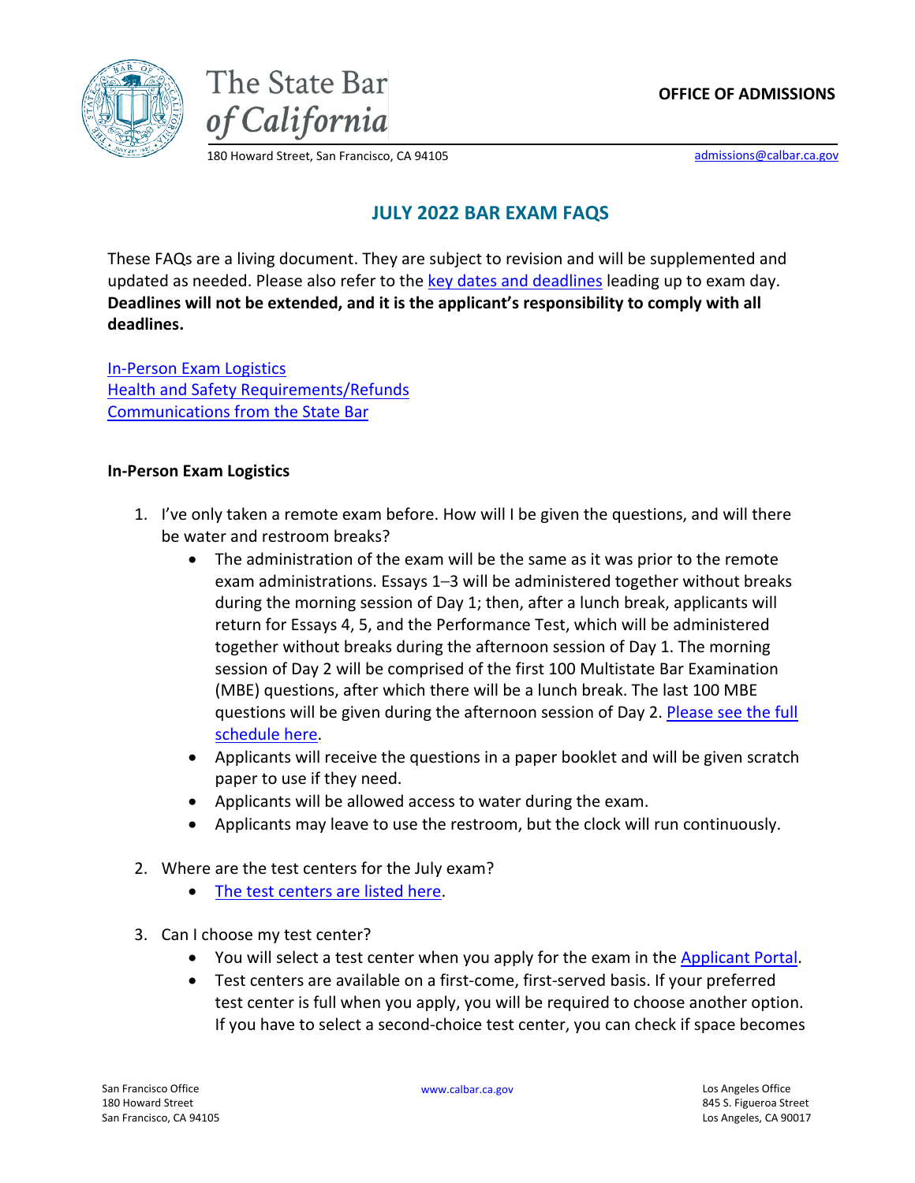The State Bar of California

**OFFICE OF ADMISSIONS**

180 Howard Street, San Francisco, CA 94105

admissions@calbar.ca.gov

# JULY 2022 BAR EXAM FAQS

These FAQs are a living document. They are subject to revision and will be supplemented and updated as needed. Please also refer to the key dates and deadlines leading up to exam day. **Deadlines will not be extended, and it is the applicant's responsibility to comply with all deadlines.**

In-Person Exam Logistics
Health and Safety Requirements/Refunds
Communications from the State Bar

## In-Person Exam Logistics

1. I've only taken a remote exam before. How will I be given the questions, and will there be water and restroom breaks?
   - The administration of the exam will be the same as it was prior to the remote exam administrations. Essays 1–3 will be administered together without breaks during the morning session of Day 1; then, after a lunch break, applicants will return for Essays 4, 5, and the Performance Test, which will be administered together without breaks during the afternoon session of Day 1. The morning session of Day 2 will be comprised of the first 100 Multistate Bar Examination (MBE) questions, after which there will be a lunch break. The last 100 MBE questions will be given during the afternoon session of Day 2. Please see the full schedule here.
   - Applicants will receive the questions in a paper booklet and will be given scratch paper to use if they need.
   - Applicants will be allowed access to water during the exam.
   - Applicants may leave to use the restroom, but the clock will run continuously.

2. Where are the test centers for the July exam?
   - The test centers are listed here.

3. Can I choose my test center?
   - You will select a test center when you apply for the exam in the Applicant Portal.
   - Test centers are available on a first-come, first-served basis. If your preferred test center is full when you apply, you will be required to choose another option. If you have to select a second-choice test center, you can check if space becomes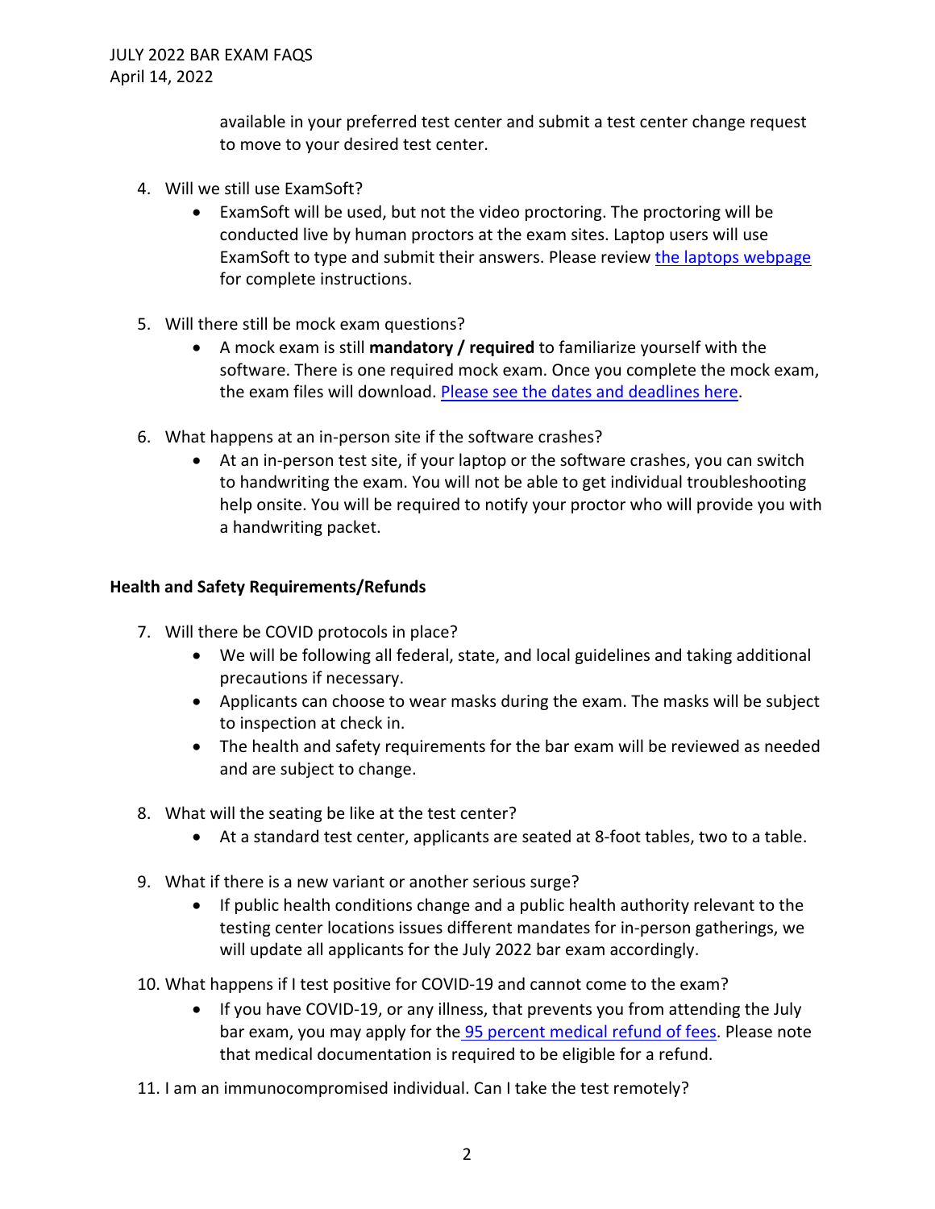available in your preferred test center and submit a test center change request to move to your desired test center.

4. Will we still use ExamSoft?
   - ExamSoft will be used, but not the video proctoring. The proctoring will be conducted live by human proctors at the exam sites. Laptop users will use ExamSoft to type and submit their answers. Please review the laptops webpage for complete instructions.

5. Will there still be mock exam questions?
   - A mock exam is still **mandatory / required** to familiarize yourself with the software. There is one required mock exam. Once you complete the mock exam, the exam files will download. Please see the dates and deadlines here.

6. What happens at an in-person site if the software crashes?
   - At an in-person test site, if your laptop or the software crashes, you can switch to handwriting the exam. You will not be able to get individual troubleshooting help onsite. You will be required to notify your proctor who will provide you with a handwriting packet.

**Health and Safety Requirements/Refunds**

7. Will there be COVID protocols in place?
   - We will be following all federal, state, and local guidelines and taking additional precautions if necessary.
   - Applicants can choose to wear masks during the exam. The masks will be subject to inspection at check in.
   - The health and safety requirements for the bar exam will be reviewed as needed and are subject to change.

8. What will the seating be like at the test center?
   - At a standard test center, applicants are seated at 8-foot tables, two to a table.

9. What if there is a new variant or another serious surge?
   - If public health conditions change and a public health authority relevant to the testing center locations issues different mandates for in-person gatherings, we will update all applicants for the July 2022 bar exam accordingly.

10. What happens if I test positive for COVID-19 and cannot come to the exam?
    - If you have COVID-19, or any illness, that prevents you from attending the July bar exam, you may apply for the 95 percent medical refund of fees. Please note that medical documentation is required to be eligible for a refund.

11. I am an immunocompromised individual. Can I take the test remotely?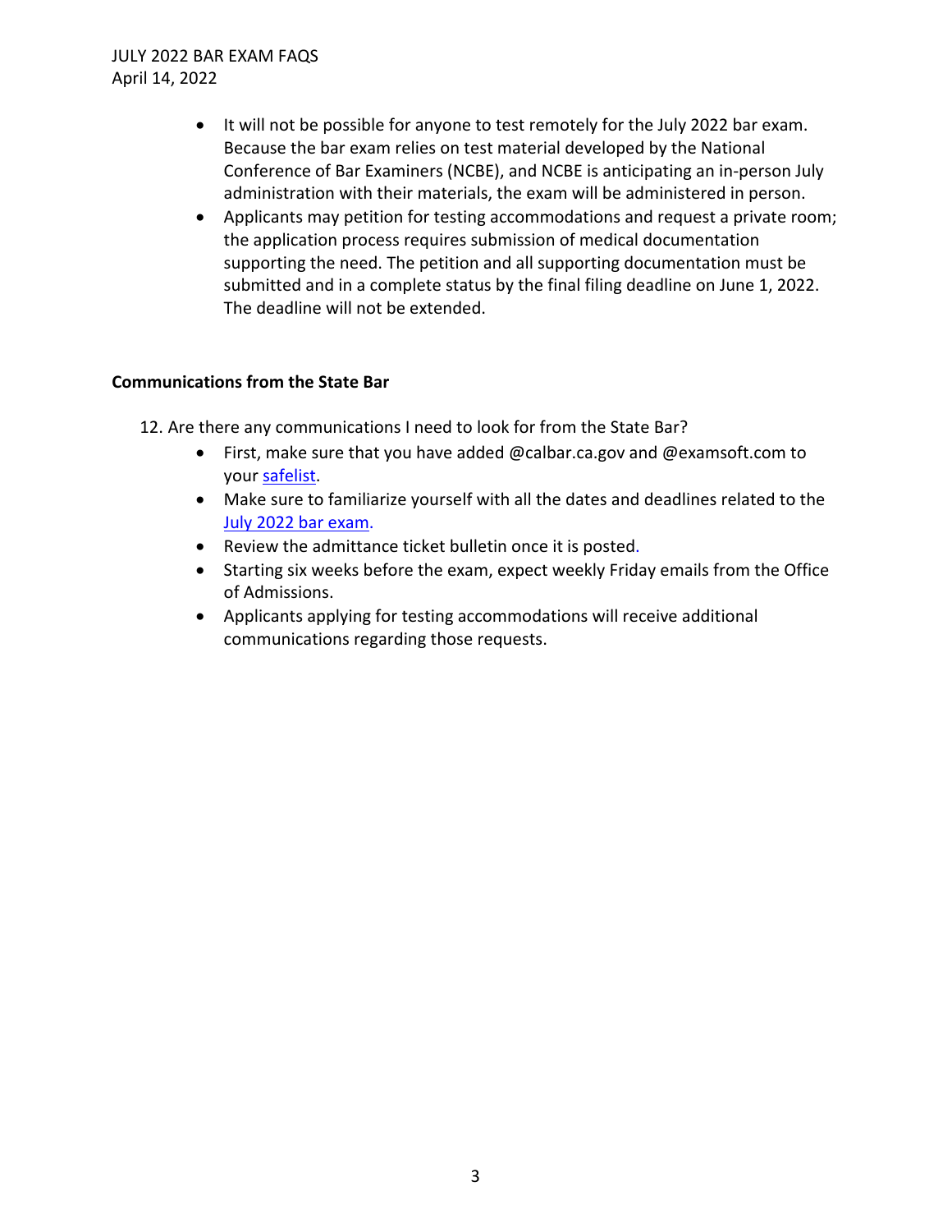- It will not be possible for anyone to test remotely for the July 2022 bar exam. Because the bar exam relies on test material developed by the National Conference of Bar Examiners (NCBE), and NCBE is anticipating an in-person July administration with their materials, the exam will be administered in person.
- Applicants may petition for testing accommodations and request a private room; the application process requires submission of medical documentation supporting the need. The petition and all supporting documentation must be submitted and in a complete status by the final filing deadline on June 1, 2022. The deadline will not be extended.

**Communications from the State Bar**

12. Are there any communications I need to look for from the State Bar?
    - First, make sure that you have added @calbar.ca.gov and @examsoft.com to your safelist.
    - Make sure to familiarize yourself with all the dates and deadlines related to the July 2022 bar exam.
    - Review the admittance ticket bulletin once it is posted.
    - Starting six weeks before the exam, expect weekly Friday emails from the Office of Admissions.
    - Applicants applying for testing accommodations will receive additional communications regarding those requests.